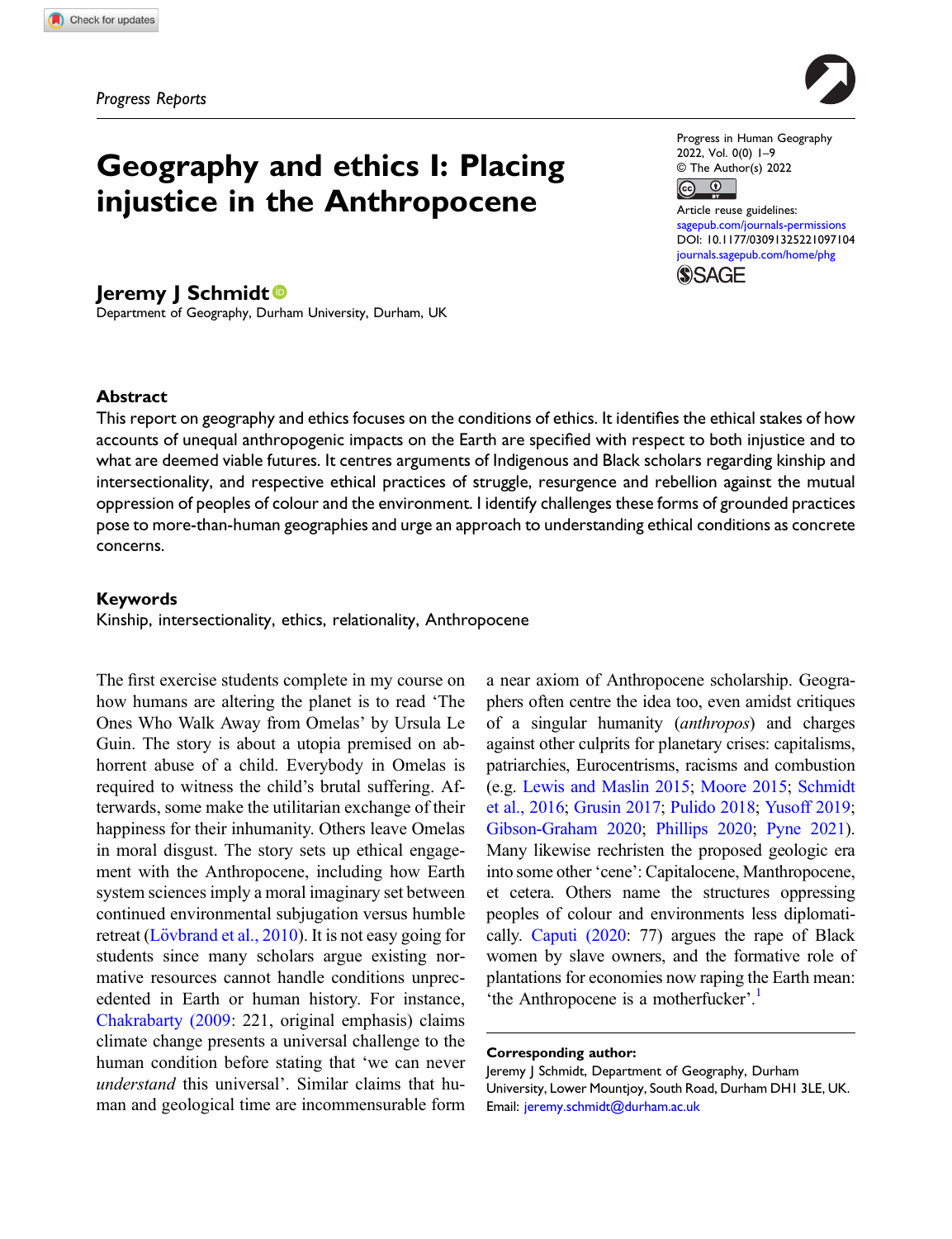Progress Reports

# Geography and ethics I: Placing injustice in the Anthropocene

**Jeremy J Schmidt**

Department of Geography, Durham University, Durham, UK

Progress in Human Geography
2022, Vol. 0(0) 1–9
© The Author(s) 2022
Article reuse guidelines:
sagepub.com/journals-permissions
DOI: 10.1177/03091325221097104
journals.sagepub.com/home/phg

## Abstract

This report on geography and ethics focuses on the conditions of ethics. It identifies the ethical stakes of how accounts of unequal anthropogenic impacts on the Earth are specified with respect to both injustice and to what are deemed viable futures. It centres arguments of Indigenous and Black scholars regarding kinship and intersectionality, and respective ethical practices of struggle, resurgence and rebellion against the mutual oppression of peoples of colour and the environment. I identify challenges these forms of grounded practices pose to more-than-human geographies and urge an approach to understanding ethical conditions as concrete concerns.

## Keywords

Kinship, intersectionality, ethics, relationality, Anthropocene

The first exercise students complete in my course on how humans are altering the planet is to read 'The Ones Who Walk Away from Omelas' by Ursula Le Guin. The story is about a utopia premised on abhorrent abuse of a child. Everybody in Omelas is required to witness the child's brutal suffering. Afterwards, some make the utilitarian exchange of their happiness for their inhumanity. Others leave Omelas in moral disgust. The story sets up ethical engagement with the Anthropocene, including how Earth system sciences imply a moral imaginary set between continued environmental subjugation versus humble retreat (Lövbrand et al., 2010). It is not easy going for students since many scholars argue existing normative resources cannot handle conditions unprecedented in Earth or human history. For instance, Chakrabarty (2009: 221, original emphasis) claims climate change presents a universal challenge to the human condition before stating that 'we can never *understand* this universal'. Similar claims that human and geological time are incommensurable form a near axiom of Anthropocene scholarship. Geographers often centre the idea too, even amidst critiques of a singular humanity (*anthropos*) and charges against other culprits for planetary crises: capitalisms, patriarchies, Eurocentrisms, racisms and combustion (e.g. Lewis and Maslin 2015; Moore 2015; Schmidt et al., 2016; Grusin 2017; Pulido 2018; Yusoff 2019; Gibson-Graham 2020; Phillips 2020; Pyne 2021). Many likewise rechristen the proposed geologic era into some other 'cene': Capitalocene, Manthropocene, et cetera. Others name the structures oppressing peoples of colour and environments less diplomatically. Caputi (2020: 77) argues the rape of Black women by slave owners, and the formative role of plantations for economies now raping the Earth mean: 'the Anthropocene is a motherfucker'.[1]

**Corresponding author:**
Jeremy J Schmidt, Department of Geography, Durham University, Lower Mountjoy, South Road, Durham DH1 3LE, UK.
Email: jeremy.schmidt@durham.ac.uk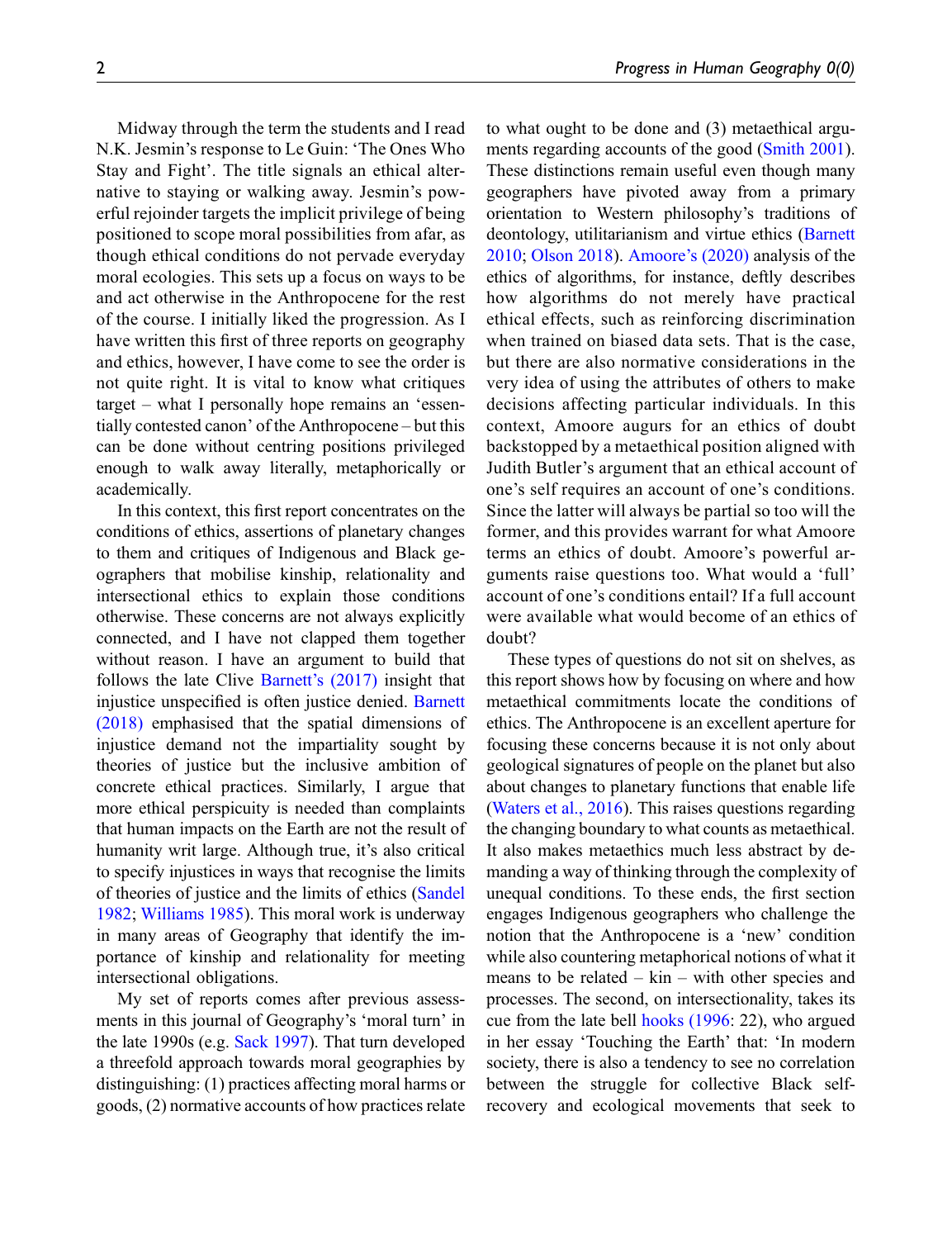Midway through the term the students and I read N.K. Jesmin's response to Le Guin: 'The Ones Who Stay and Fight'. The title signals an ethical alternative to staying or walking away. Jesmin's powerful rejoinder targets the implicit privilege of being positioned to scope moral possibilities from afar, as though ethical conditions do not pervade everyday moral ecologies. This sets up a focus on ways to be and act otherwise in the Anthropocene for the rest of the course. I initially liked the progression. As I have written this first of three reports on geography and ethics, however, I have come to see the order is not quite right. It is vital to know what critiques target – what I personally hope remains an 'essentially contested canon' of the Anthropocene – but this can be done without centring positions privileged enough to walk away literally, metaphorically or academically.

In this context, this first report concentrates on the conditions of ethics, assertions of planetary changes to them and critiques of Indigenous and Black geographers that mobilise kinship, relationality and intersectional ethics to explain those conditions otherwise. These concerns are not always explicitly connected, and I have not clapped them together without reason. I have an argument to build that follows the late Clive Barnett's (2017) insight that injustice unspecified is often justice denied. Barnett (2018) emphasised that the spatial dimensions of injustice demand not the impartiality sought by theories of justice but the inclusive ambition of concrete ethical practices. Similarly, I argue that more ethical perspicuity is needed than complaints that human impacts on the Earth are not the result of humanity writ large. Although true, it's also critical to specify injustices in ways that recognise the limits of theories of justice and the limits of ethics (Sandel 1982; Williams 1985). This moral work is underway in many areas of Geography that identify the importance of kinship and relationality for meeting intersectional obligations.

My set of reports comes after previous assessments in this journal of Geography's 'moral turn' in the late 1990s (e.g. Sack 1997). That turn developed a threefold approach towards moral geographies by distinguishing: (1) practices affecting moral harms or goods, (2) normative accounts of how practices relate to what ought to be done and (3) metaethical arguments regarding accounts of the good (Smith 2001). These distinctions remain useful even though many geographers have pivoted away from a primary orientation to Western philosophy's traditions of deontology, utilitarianism and virtue ethics (Barnett 2010; Olson 2018). Amoore's (2020) analysis of the ethics of algorithms, for instance, deftly describes how algorithms do not merely have practical ethical effects, such as reinforcing discrimination when trained on biased data sets. That is the case, but there are also normative considerations in the very idea of using the attributes of others to make decisions affecting particular individuals. In this context, Amoore augurs for an ethics of doubt backstopped by a metaethical position aligned with Judith Butler's argument that an ethical account of one's self requires an account of one's conditions. Since the latter will always be partial so too will the former, and this provides warrant for what Amoore terms an ethics of doubt. Amoore's powerful arguments raise questions too. What would a 'full' account of one's conditions entail? If a full account were available what would become of an ethics of doubt?

These types of questions do not sit on shelves, as this report shows how by focusing on where and how metaethical commitments locate the conditions of ethics. The Anthropocene is an excellent aperture for focusing these concerns because it is not only about geological signatures of people on the planet but also about changes to planetary functions that enable life (Waters et al., 2016). This raises questions regarding the changing boundary to what counts as metaethical. It also makes metaethics much less abstract by demanding a way of thinking through the complexity of unequal conditions. To these ends, the first section engages Indigenous geographers who challenge the notion that the Anthropocene is a 'new' condition while also countering metaphorical notions of what it means to be related – kin – with other species and processes. The second, on intersectionality, takes its cue from the late bell hooks (1996: 22), who argued in her essay 'Touching the Earth' that: 'In modern society, there is also a tendency to see no correlation between the struggle for collective Black self-recovery and ecological movements that seek to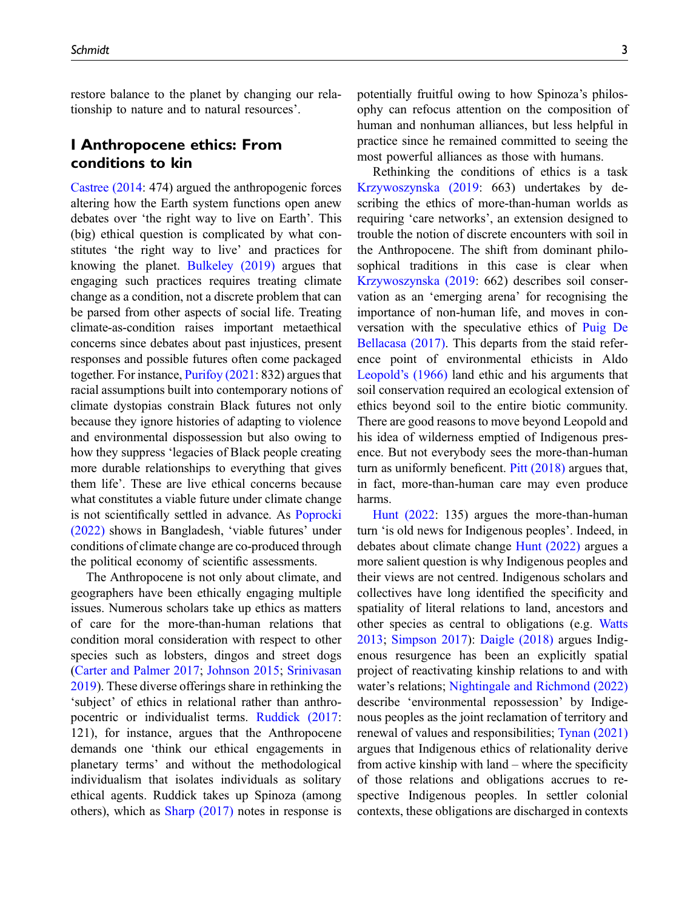restore balance to the planet by changing our relationship to nature and to natural resources'.

## I Anthropocene ethics: From conditions to kin

Castree (2014: 474) argued the anthropogenic forces altering how the Earth system functions open anew debates over 'the right way to live on Earth'. This (big) ethical question is complicated by what constitutes 'the right way to live' and practices for knowing the planet. Bulkeley (2019) argues that engaging such practices requires treating climate change as a condition, not a discrete problem that can be parsed from other aspects of social life. Treating climate-as-condition raises important metaethical concerns since debates about past injustices, present responses and possible futures often come packaged together. For instance, Purifoy (2021: 832) argues that racial assumptions built into contemporary notions of climate dystopias constrain Black futures not only because they ignore histories of adapting to violence and environmental dispossession but also owing to how they suppress 'legacies of Black people creating more durable relationships to everything that gives them life'. These are live ethical concerns because what constitutes a viable future under climate change is not scientifically settled in advance. As Poprocki (2022) shows in Bangladesh, 'viable futures' under conditions of climate change are co-produced through the political economy of scientific assessments.

The Anthropocene is not only about climate, and geographers have been ethically engaging multiple issues. Numerous scholars take up ethics as matters of care for the more-than-human relations that condition moral consideration with respect to other species such as lobsters, dingos and street dogs (Carter and Palmer 2017; Johnson 2015; Srinivasan 2019). These diverse offerings share in rethinking the 'subject' of ethics in relational rather than anthropocentric or individualist terms. Ruddick (2017: 121), for instance, argues that the Anthropocene demands one 'think our ethical engagements in planetary terms' and without the methodological individualism that isolates individuals as solitary ethical agents. Ruddick takes up Spinoza (among others), which as Sharp (2017) notes in response is potentially fruitful owing to how Spinoza's philosophy can refocus attention on the composition of human and nonhuman alliances, but less helpful in practice since he remained committed to seeing the most powerful alliances as those with humans.

Rethinking the conditions of ethics is a task Krzywoszynska (2019: 663) undertakes by describing the ethics of more-than-human worlds as requiring 'care networks', an extension designed to trouble the notion of discrete encounters with soil in the Anthropocene. The shift from dominant philosophical traditions in this case is clear when Krzywoszynska (2019: 662) describes soil conservation as an 'emerging arena' for recognising the importance of non-human life, and moves in conversation with the speculative ethics of Puig De Bellacasa (2017). This departs from the staid reference point of environmental ethicists in Aldo Leopold's (1966) land ethic and his arguments that soil conservation required an ecological extension of ethics beyond soil to the entire biotic community. There are good reasons to move beyond Leopold and his idea of wilderness emptied of Indigenous presence. But not everybody sees the more-than-human turn as uniformly beneficent. Pitt (2018) argues that, in fact, more-than-human care may even produce harms.

Hunt (2022: 135) argues the more-than-human turn 'is old news for Indigenous peoples'. Indeed, in debates about climate change Hunt (2022) argues a more salient question is why Indigenous peoples and their views are not centred. Indigenous scholars and collectives have long identified the specificity and spatiality of literal relations to land, ancestors and other species as central to obligations (e.g. Watts 2013; Simpson 2017): Daigle (2018) argues Indigenous resurgence has been an explicitly spatial project of reactivating kinship relations to and with water's relations; Nightingale and Richmond (2022) describe 'environmental repossession' by Indigenous peoples as the joint reclamation of territory and renewal of values and responsibilities; Tynan (2021) argues that Indigenous ethics of relationality derive from active kinship with land – where the specificity of those relations and obligations accrues to respective Indigenous peoples. In settler colonial contexts, these obligations are discharged in contexts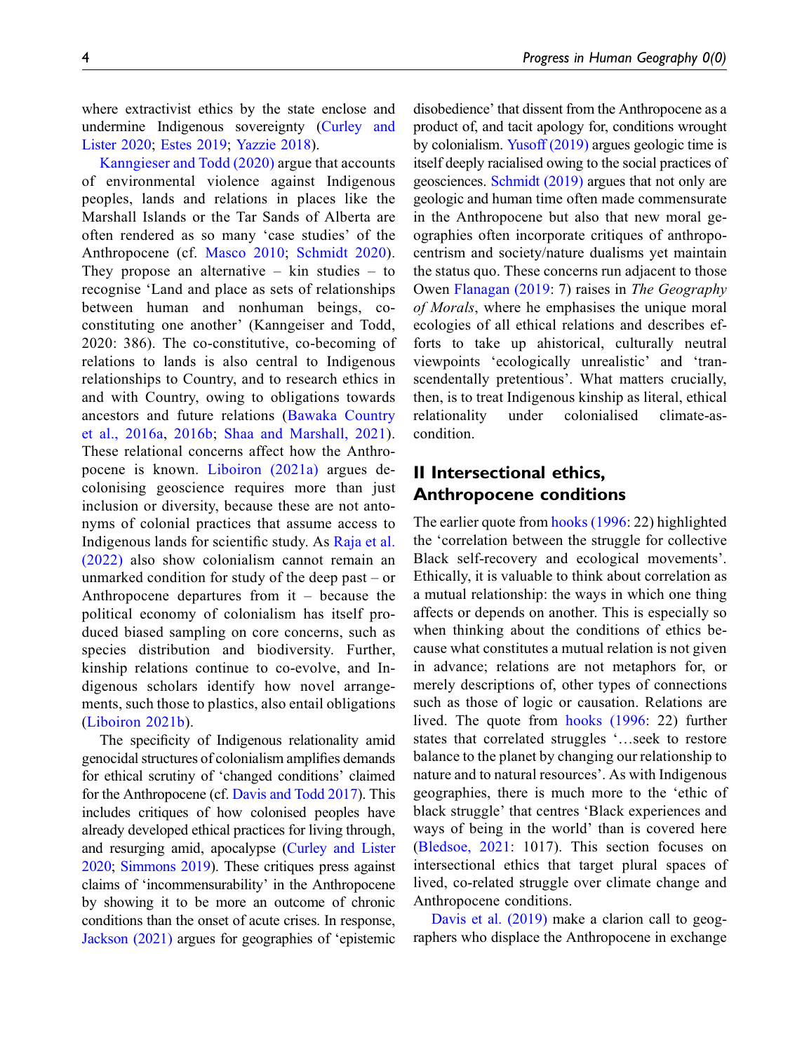where extractivist ethics by the state enclose and undermine Indigenous sovereignty (Curley and Lister 2020; Estes 2019; Yazzie 2018).

Kanngieser and Todd (2020) argue that accounts of environmental violence against Indigenous peoples, lands and relations in places like the Marshall Islands or the Tar Sands of Alberta are often rendered as so many 'case studies' of the Anthropocene (cf. Masco 2010; Schmidt 2020). They propose an alternative – kin studies – to recognise 'Land and place as sets of relationships between human and nonhuman beings, co-constituting one another' (Kanngeiser and Todd, 2020: 386). The co-constitutive, co-becoming of relations to lands is also central to Indigenous relationships to Country, and to research ethics in and with Country, owing to obligations towards ancestors and future relations (Bawaka Country et al., 2016a, 2016b; Shaa and Marshall, 2021). These relational concerns affect how the Anthropocene is known. Liboiron (2021a) argues decolonising geoscience requires more than just inclusion or diversity, because these are not antonyms of colonial practices that assume access to Indigenous lands for scientific study. As Raja et al. (2022) also show colonialism cannot remain an unmarked condition for study of the deep past – or Anthropocene departures from it – because the political economy of colonialism has itself produced biased sampling on core concerns, such as species distribution and biodiversity. Further, kinship relations continue to co-evolve, and Indigenous scholars identify how novel arrangements, such those to plastics, also entail obligations (Liboiron 2021b).

The specificity of Indigenous relationality amid genocidal structures of colonialism amplifies demands for ethical scrutiny of 'changed conditions' claimed for the Anthropocene (cf. Davis and Todd 2017). This includes critiques of how colonised peoples have already developed ethical practices for living through, and resurging amid, apocalypse (Curley and Lister 2020; Simmons 2019). These critiques press against claims of 'incommensurability' in the Anthropocene by showing it to be more an outcome of chronic conditions than the onset of acute crises. In response, Jackson (2021) argues for geographies of 'epistemic disobedience' that dissent from the Anthropocene as a product of, and tacit apology for, conditions wrought by colonialism. Yusoff (2019) argues geologic time is itself deeply racialised owing to the social practices of geosciences. Schmidt (2019) argues that not only are geologic and human time often made commensurate in the Anthropocene but also that new moral geographies often incorporate critiques of anthropocentrism and society/nature dualisms yet maintain the status quo. These concerns run adjacent to those Owen Flanagan (2019: 7) raises in *The Geography of Morals*, where he emphasises the unique moral ecologies of all ethical relations and describes efforts to take up ahistorical, culturally neutral viewpoints 'ecologically unrealistic' and 'transcendentally pretentious'. What matters crucially, then, is to treat Indigenous kinship as literal, ethical relationality under colonialised climate-as-condition.

## II Intersectional ethics, Anthropocene conditions

The earlier quote from hooks (1996: 22) highlighted the 'correlation between the struggle for collective Black self-recovery and ecological movements'. Ethically, it is valuable to think about correlation as a mutual relationship: the ways in which one thing affects or depends on another. This is especially so when thinking about the conditions of ethics because what constitutes a mutual relation is not given in advance; relations are not metaphors for, or merely descriptions of, other types of connections such as those of logic or causation. Relations are lived. The quote from hooks (1996: 22) further states that correlated struggles '…seek to restore balance to the planet by changing our relationship to nature and to natural resources'. As with Indigenous geographies, there is much more to the 'ethic of black struggle' that centres 'Black experiences and ways of being in the world' than is covered here (Bledsoe, 2021: 1017). This section focuses on intersectional ethics that target plural spaces of lived, co-related struggle over climate change and Anthropocene conditions.

Davis et al. (2019) make a clarion call to geographers who displace the Anthropocene in exchange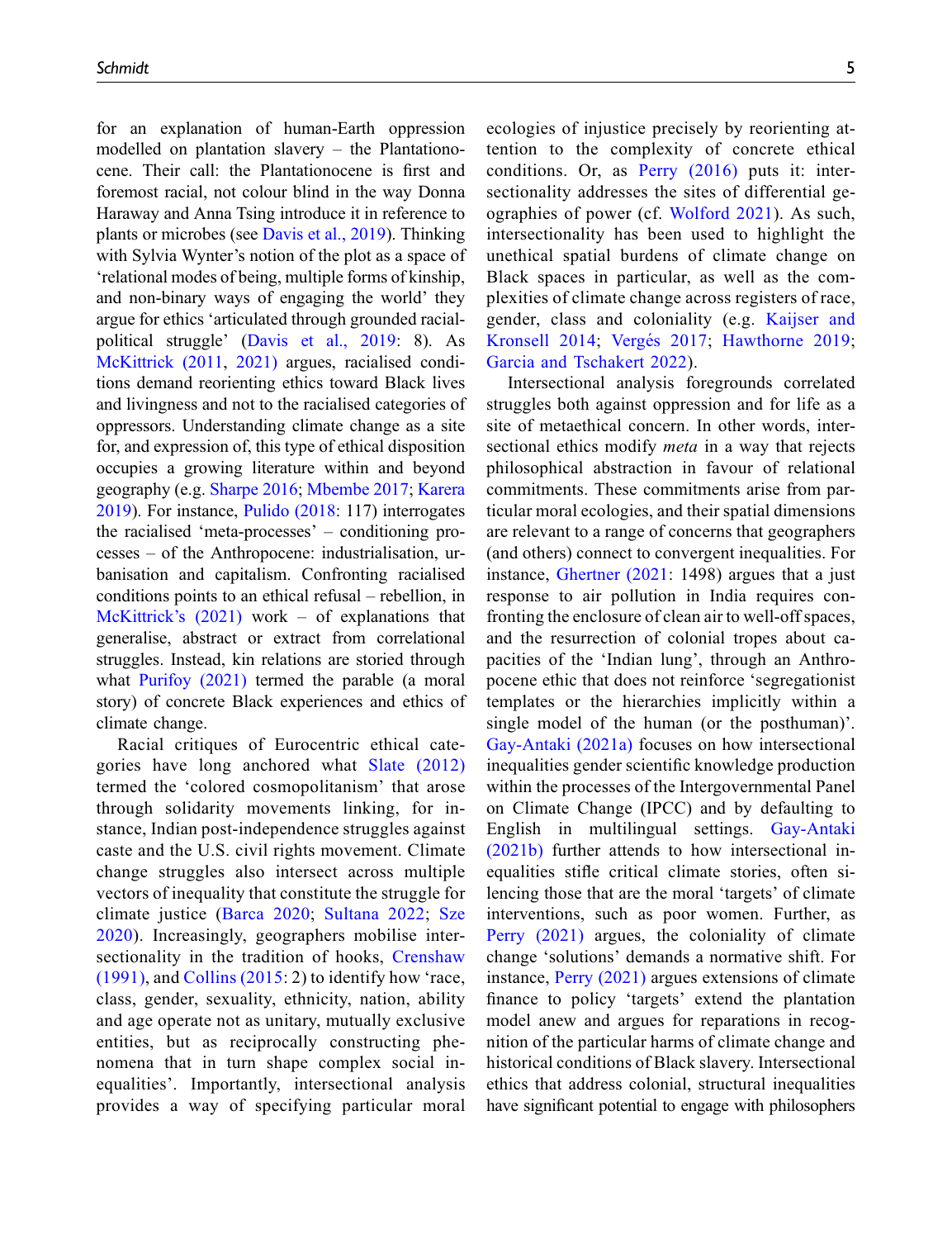for an explanation of human-Earth oppression modelled on plantation slavery – the Plantationocene. Their call: the Plantationocene is first and foremost racial, not colour blind in the way Donna Haraway and Anna Tsing introduce it in reference to plants or microbes (see Davis et al., 2019). Thinking with Sylvia Wynter's notion of the plot as a space of 'relational modes of being, multiple forms of kinship, and non-binary ways of engaging the world' they argue for ethics 'articulated through grounded racial-political struggle' (Davis et al., 2019: 8). As McKittrick (2011, 2021) argues, racialised conditions demand reorienting ethics toward Black lives and livingness and not to the racialised categories of oppressors. Understanding climate change as a site for, and expression of, this type of ethical disposition occupies a growing literature within and beyond geography (e.g. Sharpe 2016; Mbembe 2017; Karera 2019). For instance, Pulido (2018: 117) interrogates the racialised 'meta-processes' – conditioning processes – of the Anthropocene: industrialisation, urbanisation and capitalism. Confronting racialised conditions points to an ethical refusal – rebellion, in McKittrick's (2021) work – of explanations that generalise, abstract or extract from correlational struggles. Instead, kin relations are storied through what Purifoy (2021) termed the parable (a moral story) of concrete Black experiences and ethics of climate change.

Racial critiques of Eurocentric ethical categories have long anchored what Slate (2012) termed the 'colored cosmopolitanism' that arose through solidarity movements linking, for instance, Indian post-independence struggles against caste and the U.S. civil rights movement. Climate change struggles also intersect across multiple vectors of inequality that constitute the struggle for climate justice (Barca 2020; Sultana 2022; Sze 2020). Increasingly, geographers mobilise intersectionality in the tradition of hooks, Crenshaw (1991), and Collins (2015: 2) to identify how 'race, class, gender, sexuality, ethnicity, nation, ability and age operate not as unitary, mutually exclusive entities, but as reciprocally constructing phenomena that in turn shape complex social inequalities'. Importantly, intersectional analysis provides a way of specifying particular moral ecologies of injustice precisely by reorienting attention to the complexity of concrete ethical conditions. Or, as Perry (2016) puts it: intersectionality addresses the sites of differential geographies of power (cf. Wolford 2021). As such, intersectionality has been used to highlight the unethical spatial burdens of climate change on Black spaces in particular, as well as the complexities of climate change across registers of race, gender, class and coloniality (e.g. Kaijser and Kronsell 2014; Vergés 2017; Hawthorne 2019; Garcia and Tschakert 2022).

Intersectional analysis foregrounds correlated struggles both against oppression and for life as a site of metaethical concern. In other words, intersectional ethics modify *meta* in a way that rejects philosophical abstraction in favour of relational commitments. These commitments arise from particular moral ecologies, and their spatial dimensions are relevant to a range of concerns that geographers (and others) connect to convergent inequalities. For instance, Ghertner (2021: 1498) argues that a just response to air pollution in India requires confronting the enclosure of clean air to well-off spaces, and the resurrection of colonial tropes about capacities of the 'Indian lung', through an Anthropocene ethic that does not reinforce 'segregationist templates or the hierarchies implicitly within a single model of the human (or the posthuman)'. Gay-Antaki (2021a) focuses on how intersectional inequalities gender scientific knowledge production within the processes of the Intergovernmental Panel on Climate Change (IPCC) and by defaulting to English in multilingual settings. Gay-Antaki (2021b) further attends to how intersectional inequalities stifle critical climate stories, often silencing those that are the moral 'targets' of climate interventions, such as poor women. Further, as Perry (2021) argues, the coloniality of climate change 'solutions' demands a normative shift. For instance, Perry (2021) argues extensions of climate finance to policy 'targets' extend the plantation model anew and argues for reparations in recognition of the particular harms of climate change and historical conditions of Black slavery. Intersectional ethics that address colonial, structural inequalities have significant potential to engage with philosophers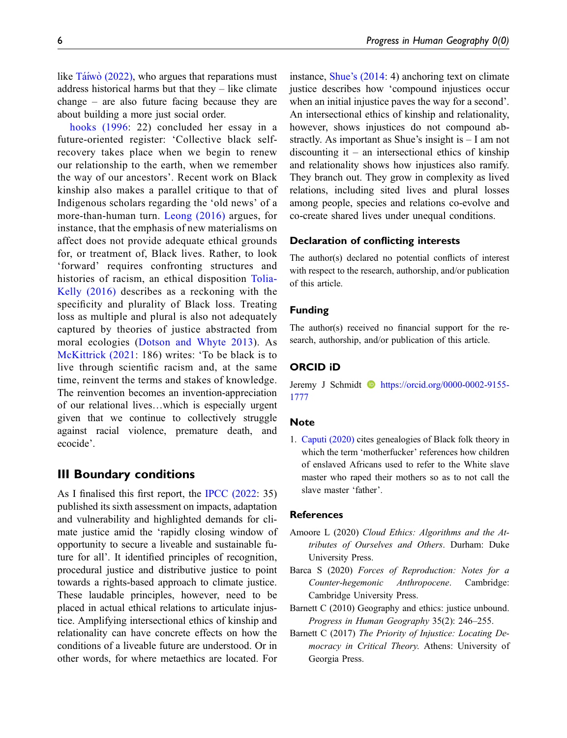like Táíwò (2022), who argues that reparations must address historical harms but that they – like climate change – are also future facing because they are about building a more just social order.

hooks (1996: 22) concluded her essay in a future-oriented register: 'Collective black self-recovery takes place when we begin to renew our relationship to the earth, when we remember the way of our ancestors'. Recent work on Black kinship also makes a parallel critique to that of Indigenous scholars regarding the 'old news' of a more-than-human turn. Leong (2016) argues, for instance, that the emphasis of new materialisms on affect does not provide adequate ethical grounds for, or treatment of, Black lives. Rather, to look 'forward' requires confronting structures and histories of racism, an ethical disposition Tolia-Kelly (2016) describes as a reckoning with the specificity and plurality of Black loss. Treating loss as multiple and plural is also not adequately captured by theories of justice abstracted from moral ecologies (Dotson and Whyte 2013). As McKittrick (2021: 186) writes: 'To be black is to live through scientific racism and, at the same time, reinvent the terms and stakes of knowledge. The reinvention becomes an invention-appreciation of our relational lives…which is especially urgent given that we continue to collectively struggle against racial violence, premature death, and ecocide'.

## III Boundary conditions

As I finalised this first report, the IPCC (2022: 35) published its sixth assessment on impacts, adaptation and vulnerability and highlighted demands for climate justice amid the 'rapidly closing window of opportunity to secure a liveable and sustainable future for all'. It identified principles of recognition, procedural justice and distributive justice to point towards a rights-based approach to climate justice. These laudable principles, however, need to be placed in actual ethical relations to articulate injustice. Amplifying intersectional ethics of kinship and relationality can have concrete effects on how the conditions of a liveable future are understood. Or in other words, for where metaethics are located. For instance, Shue's (2014: 4) anchoring text on climate justice describes how 'compound injustices occur when an initial injustice paves the way for a second'. An intersectional ethics of kinship and relationality, however, shows injustices do not compound abstractly. As important as Shue's insight is – I am not discounting it – an intersectional ethics of kinship and relationality shows how injustices also ramify. They branch out. They grow in complexity as lived relations, including sited lives and plural losses among people, species and relations co-evolve and co-create shared lives under unequal conditions.

## Declaration of conflicting interests

The author(s) declared no potential conflicts of interest with respect to the research, authorship, and/or publication of this article.

## Funding

The author(s) received no financial support for the research, authorship, and/or publication of this article.

## ORCID iD

Jeremy J Schmidt https://orcid.org/0000-0002-9155-1777

## Note

1. Caputi (2020) cites genealogies of Black folk theory in which the term 'motherfucker' references how children of enslaved Africans used to refer to the White slave master who raped their mothers so as to not call the slave master 'father'.

## References

Amoore L (2020) *Cloud Ethics: Algorithms and the Attributes of Ourselves and Others*. Durham: Duke University Press.

Barca S (2020) *Forces of Reproduction: Notes for a Counter-hegemonic Anthropocene*. Cambridge: Cambridge University Press.

Barnett C (2010) Geography and ethics: justice unbound. *Progress in Human Geography* 35(2): 246–255.

Barnett C (2017) *The Priority of Injustice: Locating Democracy in Critical Theory*. Athens: University of Georgia Press.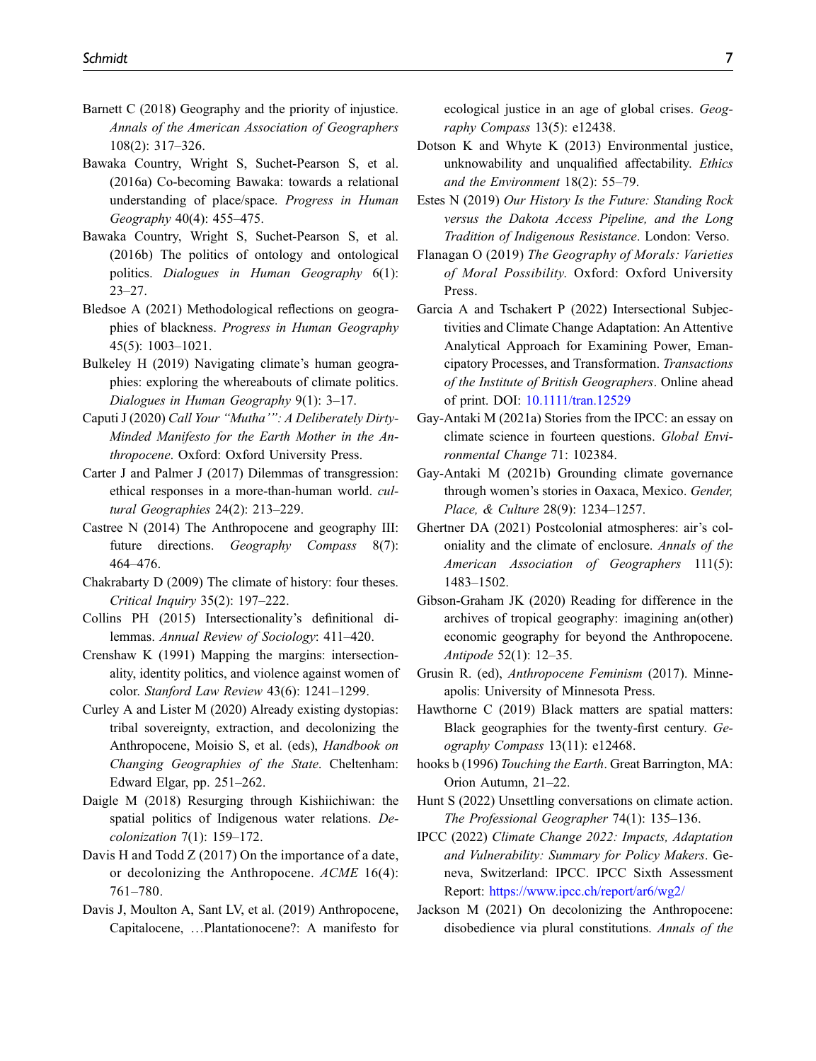Barnett C (2018) Geography and the priority of injustice. *Annals of the American Association of Geographers* 108(2): 317–326.

Bawaka Country, Wright S, Suchet-Pearson S, et al. (2016a) Co-becoming Bawaka: towards a relational understanding of place/space. *Progress in Human Geography* 40(4): 455–475.

Bawaka Country, Wright S, Suchet-Pearson S, et al. (2016b) The politics of ontology and ontological politics. *Dialogues in Human Geography* 6(1): 23–27.

Bledsoe A (2021) Methodological reflections on geographies of blackness. *Progress in Human Geography* 45(5): 1003–1021.

Bulkeley H (2019) Navigating climate's human geographies: exploring the whereabouts of climate politics. *Dialogues in Human Geography* 9(1): 3–17.

Caputi J (2020) *Call Your "Mutha'": A Deliberately Dirty-Minded Manifesto for the Earth Mother in the Anthropocene*. Oxford: Oxford University Press.

Carter J and Palmer J (2017) Dilemmas of transgression: ethical responses in a more-than-human world. *cultural Geographies* 24(2): 213–229.

Castree N (2014) The Anthropocene and geography III: future directions. *Geography Compass* 8(7): 464–476.

Chakrabarty D (2009) The climate of history: four theses. *Critical Inquiry* 35(2): 197–222.

Collins PH (2015) Intersectionality's definitional dilemmas. *Annual Review of Sociology*: 411–420.

Crenshaw K (1991) Mapping the margins: intersectionality, identity politics, and violence against women of color. *Stanford Law Review* 43(6): 1241–1299.

Curley A and Lister M (2020) Already existing dystopias: tribal sovereignty, extraction, and decolonizing the Anthropocene, Moisio S, et al. (eds), *Handbook on Changing Geographies of the State*. Cheltenham: Edward Elgar, pp. 251–262.

Daigle M (2018) Resurging through Kishiichiwan: the spatial politics of Indigenous water relations. *Decolonization* 7(1): 159–172.

Davis H and Todd Z (2017) On the importance of a date, or decolonizing the Anthropocene. *ACME* 16(4): 761–780.

Davis J, Moulton A, Sant LV, et al. (2019) Anthropocene, Capitalocene, …Plantationocene?: A manifesto for ecological justice in an age of global crises. *Geography Compass* 13(5): e12438.

Dotson K and Whyte K (2013) Environmental justice, unknowability and unqualified affectability. *Ethics and the Environment* 18(2): 55–79.

Estes N (2019) *Our History Is the Future: Standing Rock versus the Dakota Access Pipeline, and the Long Tradition of Indigenous Resistance*. London: Verso.

Flanagan O (2019) *The Geography of Morals: Varieties of Moral Possibility*. Oxford: Oxford University Press.

Garcia A and Tschakert P (2022) Intersectional Subjectivities and Climate Change Adaptation: An Attentive Analytical Approach for Examining Power, Emancipatory Processes, and Transformation. *Transactions of the Institute of British Geographers*. Online ahead of print. DOI: 10.1111/tran.12529

Gay-Antaki M (2021a) Stories from the IPCC: an essay on climate science in fourteen questions. *Global Environmental Change* 71: 102384.

Gay-Antaki M (2021b) Grounding climate governance through women's stories in Oaxaca, Mexico. *Gender, Place, & Culture* 28(9): 1234–1257.

Ghertner DA (2021) Postcolonial atmospheres: air's coloniality and the climate of enclosure. *Annals of the American Association of Geographers* 111(5): 1483–1502.

Gibson-Graham JK (2020) Reading for difference in the archives of tropical geography: imagining an(other) economic geography for beyond the Anthropocene. *Antipode* 52(1): 12–35.

Grusin R. (ed), *Anthropocene Feminism* (2017). Minneapolis: University of Minnesota Press.

Hawthorne C (2019) Black matters are spatial matters: Black geographies for the twenty-first century. *Geography Compass* 13(11): e12468.

hooks b (1996) *Touching the Earth*. Great Barrington, MA: Orion Autumn, 21–22.

Hunt S (2022) Unsettling conversations on climate action. *The Professional Geographer* 74(1): 135–136.

IPCC (2022) *Climate Change 2022: Impacts, Adaptation and Vulnerability: Summary for Policy Makers*. Geneva, Switzerland: IPCC. IPCC Sixth Assessment Report: https://www.ipcc.ch/report/ar6/wg2/

Jackson M (2021) On decolonizing the Anthropocene: disobedience via plural constitutions. *Annals of the*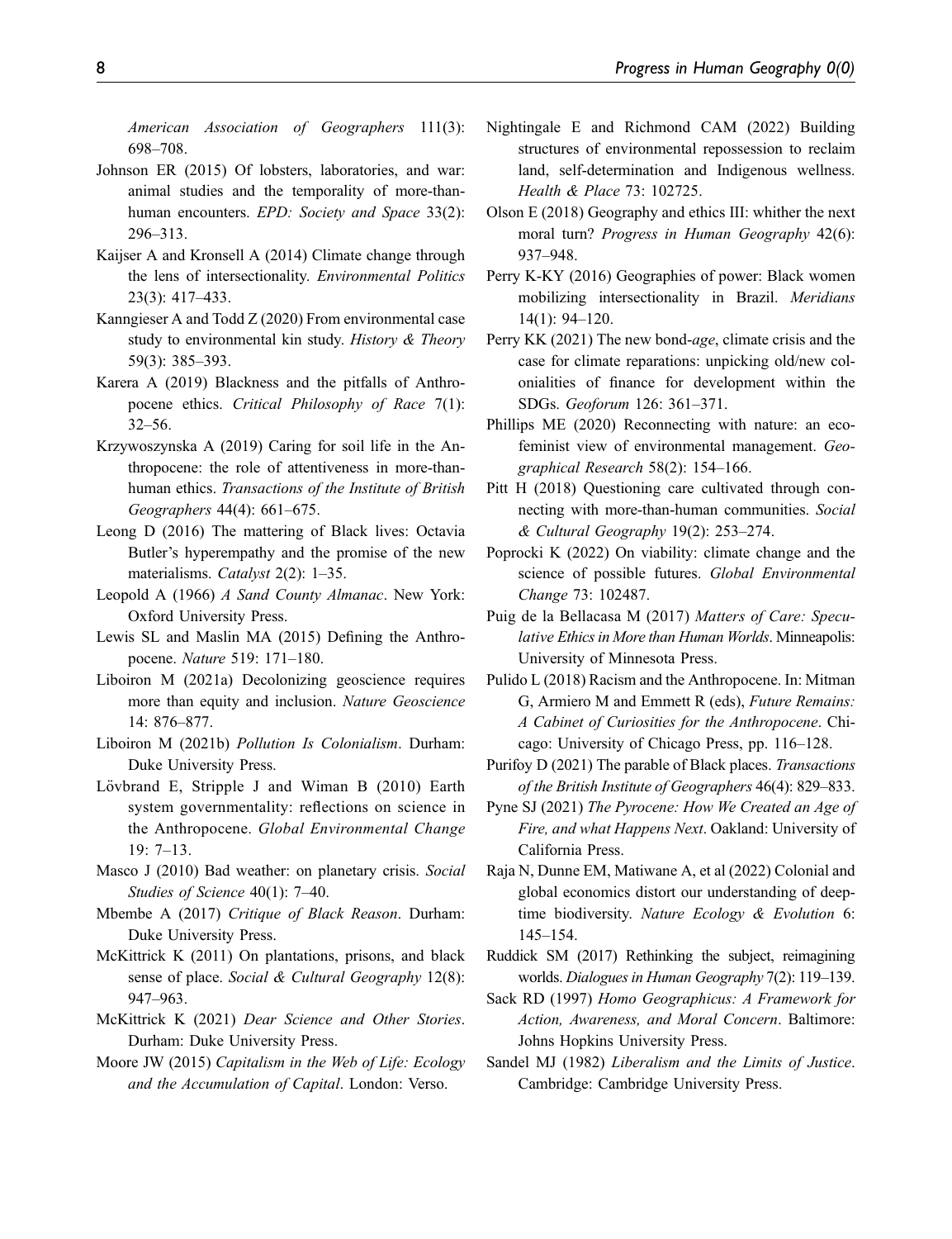American Association of Geographers 111(3): 698–708.

Johnson ER (2015) Of lobsters, laboratories, and war: animal studies and the temporality of more-than-human encounters. *EPD: Society and Space* 33(2): 296–313.

Kaijser A and Kronsell A (2014) Climate change through the lens of intersectionality. *Environmental Politics* 23(3): 417–433.

Kanngieser A and Todd Z (2020) From environmental case study to environmental kin study. *History & Theory* 59(3): 385–393.

Karera A (2019) Blackness and the pitfalls of Anthropocene ethics. *Critical Philosophy of Race* 7(1): 32–56.

Krzywoszynska A (2019) Caring for soil life in the Anthropocene: the role of attentiveness in more-than-human ethics. *Transactions of the Institute of British Geographers* 44(4): 661–675.

Leong D (2016) The mattering of Black lives: Octavia Butler's hyperempathy and the promise of the new materialisms. *Catalyst* 2(2): 1–35.

Leopold A (1966) *A Sand County Almanac*. New York: Oxford University Press.

Lewis SL and Maslin MA (2015) Defining the Anthropocene. *Nature* 519: 171–180.

Liboiron M (2021a) Decolonizing geoscience requires more than equity and inclusion. *Nature Geoscience* 14: 876–877.

Liboiron M (2021b) *Pollution Is Colonialism*. Durham: Duke University Press.

Lövbrand E, Stripple J and Wiman B (2010) Earth system governmentality: reflections on science in the Anthropocene. *Global Environmental Change* 19: 7–13.

Masco J (2010) Bad weather: on planetary crisis. *Social Studies of Science* 40(1): 7–40.

Mbembe A (2017) *Critique of Black Reason*. Durham: Duke University Press.

McKittrick K (2011) On plantations, prisons, and black sense of place. *Social & Cultural Geography* 12(8): 947–963.

McKittrick K (2021) *Dear Science and Other Stories*. Durham: Duke University Press.

Moore JW (2015) *Capitalism in the Web of Life: Ecology and the Accumulation of Capital*. London: Verso.

Nightingale E and Richmond CAM (2022) Building structures of environmental repossession to reclaim land, self-determination and Indigenous wellness. *Health & Place* 73: 102725.

Olson E (2018) Geography and ethics III: whither the next moral turn? *Progress in Human Geography* 42(6): 937–948.

Perry K-KY (2016) Geographies of power: Black women mobilizing intersectionality in Brazil. *Meridians* 14(1): 94–120.

Perry KK (2021) The new bond-*age*, climate crisis and the case for climate reparations: unpicking old/new colonialities of finance for development within the SDGs. *Geoforum* 126: 361–371.

Phillips ME (2020) Reconnecting with nature: an ecofeminist view of environmental management. *Geographical Research* 58(2): 154–166.

Pitt H (2018) Questioning care cultivated through connecting with more-than-human communities. *Social & Cultural Geography* 19(2): 253–274.

Poprocki K (2022) On viability: climate change and the science of possible futures. *Global Environmental Change* 73: 102487.

Puig de la Bellacasa M (2017) *Matters of Care: Speculative Ethics in More than Human Worlds*. Minneapolis: University of Minnesota Press.

Pulido L (2018) Racism and the Anthropocene. In: Mitman G, Armiero M and Emmett R (eds), *Future Remains: A Cabinet of Curiosities for the Anthropocene*. Chicago: University of Chicago Press, pp. 116–128.

Purifoy D (2021) The parable of Black places. *Transactions of the British Institute of Geographers* 46(4): 829–833.

Pyne SJ (2021) *The Pyrocene: How We Created an Age of Fire, and what Happens Next*. Oakland: University of California Press.

Raja N, Dunne EM, Matiwane A, et al (2022) Colonial and global economics distort our understanding of deep-time biodiversity. *Nature Ecology & Evolution* 6: 145–154.

Ruddick SM (2017) Rethinking the subject, reimagining worlds. *Dialogues in Human Geography* 7(2): 119–139.

Sack RD (1997) *Homo Geographicus: A Framework for Action, Awareness, and Moral Concern*. Baltimore: Johns Hopkins University Press.

Sandel MJ (1982) *Liberalism and the Limits of Justice*. Cambridge: Cambridge University Press.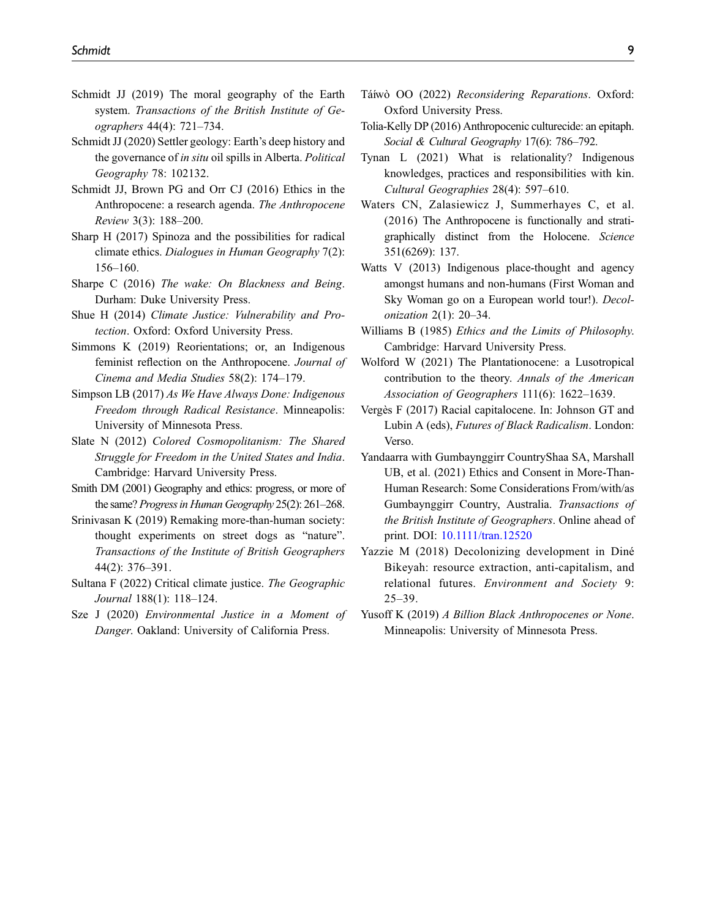Schmidt JJ (2019) The moral geography of the Earth system. *Transactions of the British Institute of Geographers* 44(4): 721–734.

Schmidt JJ (2020) Settler geology: Earth's deep history and the governance of *in situ* oil spills in Alberta. *Political Geography* 78: 102132.

Schmidt JJ, Brown PG and Orr CJ (2016) Ethics in the Anthropocene: a research agenda. *The Anthropocene Review* 3(3): 188–200.

Sharp H (2017) Spinoza and the possibilities for radical climate ethics. *Dialogues in Human Geography* 7(2): 156–160.

Sharpe C (2016) *The wake: On Blackness and Being*. Durham: Duke University Press.

Shue H (2014) *Climate Justice: Vulnerability and Protection*. Oxford: Oxford University Press.

Simmons K (2019) Reorientations; or, an Indigenous feminist reflection on the Anthropocene. *Journal of Cinema and Media Studies* 58(2): 174–179.

Simpson LB (2017) *As We Have Always Done: Indigenous Freedom through Radical Resistance*. Minneapolis: University of Minnesota Press.

Slate N (2012) *Colored Cosmopolitanism: The Shared Struggle for Freedom in the United States and India*. Cambridge: Harvard University Press.

Smith DM (2001) Geography and ethics: progress, or more of the same? *Progress in Human Geography* 25(2): 261–268.

Srinivasan K (2019) Remaking more-than-human society: thought experiments on street dogs as "nature". *Transactions of the Institute of British Geographers* 44(2): 376–391.

Sultana F (2022) Critical climate justice. *The Geographic Journal* 188(1): 118–124.

Sze J (2020) *Environmental Justice in a Moment of Danger*. Oakland: University of California Press.

Táíwò OO (2022) *Reconsidering Reparations*. Oxford: Oxford University Press.

Tolia-Kelly DP (2016) Anthropocenic culturecide: an epitaph. *Social & Cultural Geography* 17(6): 786–792.

Tynan L (2021) What is relationality? Indigenous knowledges, practices and responsibilities with kin. *Cultural Geographies* 28(4): 597–610.

Waters CN, Zalasiewicz J, Summerhayes C, et al. (2016) The Anthropocene is functionally and stratigraphically distinct from the Holocene. *Science* 351(6269): 137.

Watts V (2013) Indigenous place-thought and agency amongst humans and non-humans (First Woman and Sky Woman go on a European world tour!). *Decolonization* 2(1): 20–34.

Williams B (1985) *Ethics and the Limits of Philosophy*. Cambridge: Harvard University Press.

Wolford W (2021) The Plantationocene: a Lusotropical contribution to the theory. *Annals of the American Association of Geographers* 111(6): 1622–1639.

Vergès F (2017) Racial capitalocene. In: Johnson GT and Lubin A (eds), *Futures of Black Radicalism*. London: Verso.

Yandaarra with Gumbaynggirr CountryShaa SA, Marshall UB, et al. (2021) Ethics and Consent in More-Than-Human Research: Some Considerations From/with/as Gumbaynggirr Country, Australia. *Transactions of the British Institute of Geographers*. Online ahead of print. DOI: 10.1111/tran.12520

Yazzie M (2018) Decolonizing development in Diné Bikeyah: resource extraction, anti-capitalism, and relational futures. *Environment and Society* 9: 25–39.

Yusoff K (2019) *A Billion Black Anthropocenes or None*. Minneapolis: University of Minnesota Press.